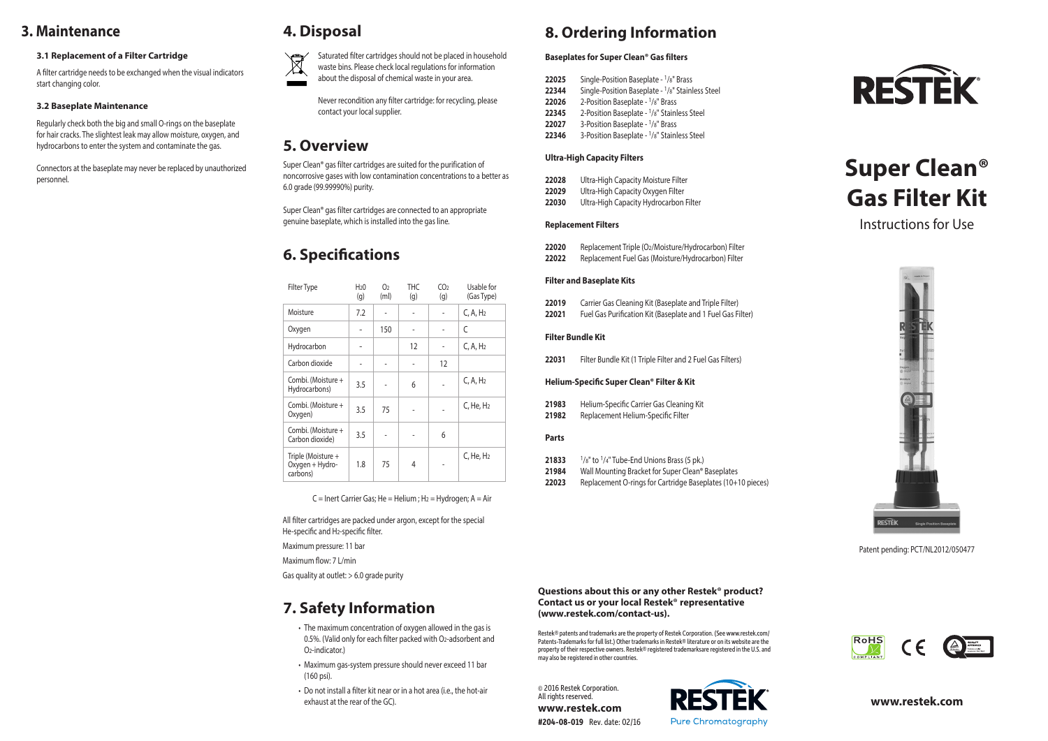# Super Clean® Gas Filter Kit

Instructions for Use

Patent pending: PCT/NL2012/050477

www.restek.com

## 3. Maintenance

### 3.1 Replacement of a Filter Cartridge

A filter cartridge needs to be exchanged when the visual indicators start changing color.

### 3.2 Baseplate Maintenance

Regularly check both the big and small O-rings on the baseplate for hair cracks. The slightest leak may allow moisture, oxygen, and hydrocarbons to enter the system and contaminate the gas.

Connectors at the baseplate may never be replaced by unauthorized personnel.

## 4. Disposal

Saturated filter cartridges should not be placed in household waste bins. Please check local regulations for information about the disposal of chemical waste in your area.

Never recondition any filter cartridge: for recycling, please contact your local supplier.

## 5. Overview

Super Clean® gas filter cartridges are suited for the purification of noncorrosive gases with low contamination concentrations to a better as 6.0 grade (99.99990%) purity.

Super Clean® gas filter cartridges are connected to an appropriate genuine baseplate, which is installed into the gas line.

## 6. Specifications

| Filter Type | $H_2O$ (g) | $O_2$ (ml) | THC (g) | $CO_2$ (g) | Usable for (Gas Type) |
|---|---|---|---|---|---|
| Moisture | 7.2 | - | - | - | C, A, $H_2$ |
| Oxygen | - | 150 | - | - | C |
| Hydrocarbon | - | | 12 | - | C, A, $H_2$ |
| Carbon dioxide | - | - | - | 12 | |
| Combi. (Moisture + Hydrocarbons) | 3.5 | - | 6 | - | C, A, $H_2$ |
| Combi. (Moisture + Oxygen) | 3.5 | 75 | - | - | C, He, $H_2$ |
| Combi. (Moisture + Carbon dioxide) | 3.5 | - | - | 6 | |
| Triple (Moisture + Oxygen + Hydro-carbons) | 1.8 | 75 | 4 | - | C, He, $H_2$ |

C = Inert Carrier Gas; He = Helium ; $H_2$ = Hydrogen; A = Air

All filter cartridges are packed under argon, except for the special He-specific and $H_2$-specific filter.

Maximum pressure: 11 bar

Maximum flow: 7 L/min

Gas quality at outlet: > 6.0 grade purity

## 7. Safety Information

- The maximum concentration of oxygen allowed in the gas is 0.5%. (Valid only for each filter packed with $O_2$-adsorbent and $O_2$-indicator.)
- Maximum gas-system pressure should never exceed 11 bar (160 psi).
- Do not install a filter kit near or in a hot area (i.e., the hot-air exhaust at the rear of the GC).

## 8. Ordering Information

**Baseplates for Super Clean® Gas filters**

| | |
|---|---|
| **22025** | Single-Position Baseplate - 1/8" Brass |
| **22344** | Single-Position Baseplate - 1/8" Stainless Steel |
| **22026** | 2-Position Baseplate - 1/8" Brass |
| **22345** | 2-Position Baseplate - 1/8" Stainless Steel |
| **22027** | 3-Position Baseplate - 1/8" Brass |
| **22346** | 3-Position Baseplate - 1/8" Stainless Steel |

**Ultra-High Capacity Filters**

| | |
|---|---|
| **22028** | Ultra-High Capacity Moisture Filter |
| **22029** | Ultra-High Capacity Oxygen Filter |
| **22030** | Ultra-High Capacity Hydrocarbon Filter |

**Replacement Filters**

| | |
|---|---|
| **22020** | Replacement Triple ($O_2$/Moisture/Hydrocarbon) Filter |
| **22022** | Replacement Fuel Gas (Moisture/Hydrocarbon) Filter |

**Filter and Baseplate Kits**

| | |
|---|---|
| **22019** | Carrier Gas Cleaning Kit (Baseplate and Triple Filter) |
| **22021** | Fuel Gas Purification Kit (Baseplate and 1 Fuel Gas Filter) |

**Filter Bundle Kit**

| | |
|---|---|
| **22031** | Filter Bundle Kit (1 Triple Filter and 2 Fuel Gas Filters) |

**Helium-Specific Super Clean® Filter & Kit**

| | |
|---|---|
| **21983** | Helium-Specific Carrier Gas Cleaning Kit |
| **21982** | Replacement Helium-Specific Filter |

**Parts**

| | |
|---|---|
| **21833** | 1/8" to 1/4" Tube-End Unions Brass (5 pk.) |
| **21984** | Wall Mounting Bracket for Super Clean® Baseplates |
| **22023** | Replacement O-rings for Cartridge Baseplates (10+10 pieces) |

**Questions about this or any other Restek® product? Contact us or your local Restek® representative (www.restek.com/contact-us).**

Restek® patents and trademarks are the property of Restek Corporation. (See www.restek.com/Patents-Trademarks for full list.) Other trademarks in Restek® literature or on its website are the property of their respective owners. Restek® registered trademarksare registered in the U.S. and may also be registered in other countries.

© 2016 Restek Corporation. All rights reserved.

**www.restek.com**

**#204-08-019** Rev. date: 02/16

Pure Chromatography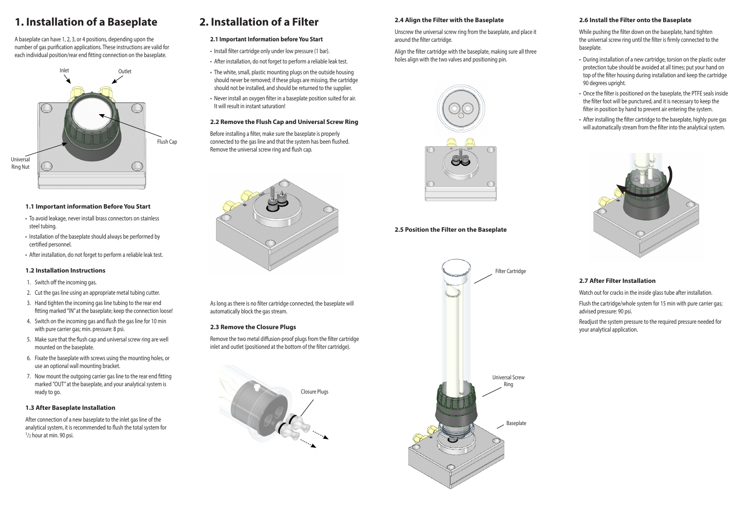# 1. Installation of a Baseplate

A baseplate can have 1, 2, 3, or 4 positions, depending upon the number of gas purification applications. These instructions are valid for each individual position/rear end fitting connection on the baseplate.

Inlet

Outlet

Flush Cap

Universal Ring Nut

### 1.1 Important information Before You Start

- To avoid leakage, never install brass connectors on stainless steel tubing.
- Installation of the baseplate should always be performed by certified personnel.
- After installation, do not forget to perform a reliable leak test.

### 1.2 Installation Instructions

1. Switch off the incoming gas.
2. Cut the gas line using an appropriate metal tubing cutter.
3. Hand tighten the incoming gas line tubing to the rear end fitting marked "IN" at the baseplate; keep the connection loose!
4. Switch on the incoming gas and flush the gas line for 10 min with pure carrier gas; min. pressure: 8 psi.
5. Make sure that the flush cap and universal screw ring are well mounted on the baseplate.
6. Fixate the baseplate with screws using the mounting holes, or use an optional wall mounting bracket.
7. Now mount the outgoing carrier gas line to the rear end fitting marked "OUT" at the baseplate, and your analytical system is ready to go.

### 1.3 After Baseplate Installation

After connection of a new baseplate to the inlet gas line of the analytical system, it is recommended to flush the total system for 1/2 hour at min. 90 psi.

# 2. Installation of a Filter

### 2.1 Important Information before You Start

- Install filter cartridge only under low pressure (1 bar).
- After installation, do not forget to perform a reliable leak test.
- The white, small, plastic mounting plugs on the outside housing should never be removed; if these plugs are missing, the cartridge should not be installed, and should be returned to the supplier.
- Never install an oxygen filter in a baseplate position suited for air. It will result in instant saturation!

### 2.2 Remove the Flush Cap and Universal Screw Ring

Before installing a filter, make sure the baseplate is properly connected to the gas line and that the system has been flushed. Remove the universal screw ring and flush cap.

As long as there is no filter cartridge connected, the baseplate will automatically block the gas stream.

### 2.3 Remove the Closure Plugs

Remove the two metal diffusion-proof plugs from the filter cartridge inlet and outlet (positioned at the bottom of the filter cartridge).

Closure Plugs

### 2.4 Align the Filter with the Baseplate

Unscrew the universal screw ring from the baseplate, and place it around the filter cartridge.

Align the filter cartridge with the baseplate, making sure all three holes align with the two valves and positioning pin.

### 2.5 Position the Filter on the Baseplate

Filter Cartridge

Universal Screw Ring

Baseplate

### 2.6 Install the Filter onto the Baseplate

While pushing the filter down on the baseplate, hand tighten the universal screw ring until the filter is firmly connected to the baseplate.

- During installation of a new cartridge, torsion on the plastic outer protection tube should be avoided at all times; put your hand on top of the filter housing during installation and keep the cartridge 90 degrees upright.
- Once the filter is positioned on the baseplate, the PTFE seals inside the filter foot will be punctured, and it is necessary to keep the filter in position by hand to prevent air entering the system.
- After installing the filter cartridge to the baseplate, highly pure gas will automatically stream from the filter into the analytical system.

### 2.7 After Filter Installation

Watch out for cracks in the inside glass tube after installation.

Flush the cartridge/whole system for 15 min with pure carrier gas; advised pressure: 90 psi.

Readjust the system pressure to the required pressure needed for your analytical application.